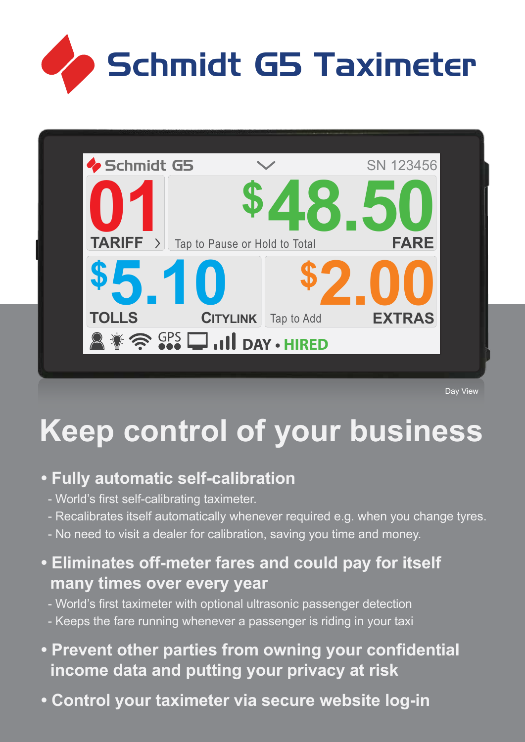# Schmidt G5 Taximeter

Day View

## Keep control of your business

- **Fully automatic self-calibration**
  - World's first self-calibrating taximeter.
  - Recalibrates itself automatically whenever required e.g. when you change tyres.
  - No need to visit a dealer for calibration, saving you time and money.
- **Eliminates off-meter fares and could pay for itself many times over every year**
  - World's first taximeter with optional ultrasonic passenger detection
  - Keeps the fare running whenever a passenger is riding in your taxi
- **Prevent other parties from owning your confidential income data and putting your privacy at risk**
- **Control your taximeter via secure website log-in**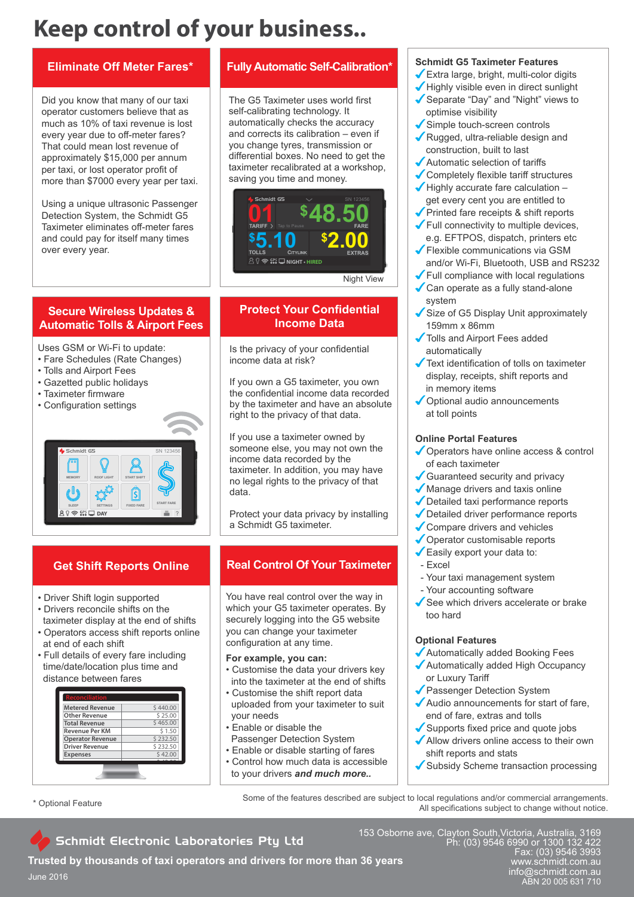# Keep control of your business..

## Eliminate Off Meter Fares*

Did you know that many of our taxi operator customers believe that as much as 10% of taxi revenue is lost every year due to off-meter fares? That could mean lost revenue of approximately $15,000 per annum per taxi, or lost operator profit of more than $7000 every year per taxi.

Using a unique ultrasonic Passenger Detection System, the Schmidt G5 Taximeter eliminates off-meter fares and could pay for itself many times over every year.

## Fully Automatic Self-Calibration*

The G5 Taximeter uses world first self-calibrating technology. It automatically checks the accuracy and corrects its calibration – even if you change tyres, transmission or differential boxes. No need to get the taximeter recalibrated at a workshop, saving you time and money.

Night View

## Secure Wireless Updates & Automatic Tolls & Airport Fees

Uses GSM or Wi-Fi to update:

- Fare Schedules (Rate Changes)
- Tolls and Airport Fees
- Gazetted public holidays
- Taximeter firmware
- Configuration settings

## Protect Your Confidential Income Data

Is the privacy of your confidential income data at risk?

If you own a G5 taximeter, you own the confidential income data recorded by the taximeter and have an absolute right to the privacy of that data.

If you use a taximeter owned by someone else, you may not own the income data recorded by the taximeter. In addition, you may have no legal rights to the privacy of that data.

Protect your data privacy by installing a Schmidt G5 taximeter.

## Get Shift Reports Online

- Driver Shift login supported
- Drivers reconcile shifts on the taximeter display at the end of shifts
- Operators access shift reports online at end of each shift
- Full details of every fare including time/date/location plus time and distance between fares

| Reconciliation | |
|---|---|
| Metered Revenue | $ 440.00 |
| Other Revenue | $ 25.00 |
| Total Revenue | $ 465.00 |
| Revenue Per KM | $ 1.50 |
| Operator Revenue | $ 232.50 |
| Driver Revenue | $ 232.50 |
| Expenses | $ 42.00 |

## Real Control Of Your Taximeter

You have real control over the way in which your G5 taximeter operates. By securely logging into the G5 website you can change your taximeter configuration at any time.

**For example, you can:**

- Customise the data your drivers key into the taximeter at the end of shifts
- Customise the shift report data uploaded from your taximeter to suit your needs
- Enable or disable the Passenger Detection System
- Enable or disable starting of fares
- Control how much data is accessible to your drivers ***and much more..***

### Schmidt G5 Taximeter Features

- ✓ Extra large, bright, multi-color digits
- ✓ Highly visible even in direct sunlight
- ✓ Separate "Day" and "Night" views to optimise visibility
- ✓ Simple touch-screen controls
- ✓ Rugged, ultra-reliable design and construction, built to last
- ✓ Automatic selection of tariffs
- ✓ Completely flexible tariff structures
- ✓ Highly accurate fare calculation – get every cent you are entitled to
- ✓ Printed fare receipts & shift reports
- ✓ Full connectivity to multiple devices, e.g. EFTPOS, dispatch, printers etc
- ✓ Flexible communications via GSM and/or Wi-Fi, Bluetooth, USB and RS232
- ✓ Full compliance with local regulations
- ✓ Can operate as a fully stand-alone system
- ✓ Size of G5 Display Unit approximately 159mm x 86mm
- ✓ Tolls and Airport Fees added automatically
- ✓ Text identification of tolls on taximeter display, receipts, shift reports and in memory items
- ✓ Optional audio announcements at toll points

### Online Portal Features

- ✓ Operators have online access & control of each taximeter
- ✓ Guaranteed security and privacy
- ✓ Manage drivers and taxis online
- ✓ Detailed taxi performance reports
- ✓ Detailed driver performance reports
- ✓ Compare drivers and vehicles
- ✓ Operator customisable reports
- ✓ Easily export your data to:
  - Excel
  - Your taxi management system
  - Your accounting software
- ✓ See which drivers accelerate or brake too hard

### Optional Features

- ✓ Automatically added Booking Fees
- ✓ Automatically added High Occupancy or Luxury Tariff
- ✓ Passenger Detection System
- ✓ Audio announcements for start of fare, end of fare, extras and tolls
- ✓ Supports fixed price and quote jobs
- ✓ Allow drivers online access to their own shift reports and stats
- ✓ Subsidy Scheme transaction processing

\* Optional Feature

Some of the features described are subject to local regulations and/or commercial arrangements. All specifications subject to change without notice.

**Schmidt Electronic Laboratories Pty Ltd**

**Trusted by thousands of taxi operators and drivers for more than 36 years**

June 2016

153 Osborne ave, Clayton South,Victoria, Australia, 3169
Ph: (03) 9546 6990 or 1300 132 422
Fax: (03) 9546 3993
www.schmidt.com.au
info@schmidt.com.au
ABN 20 005 631 710